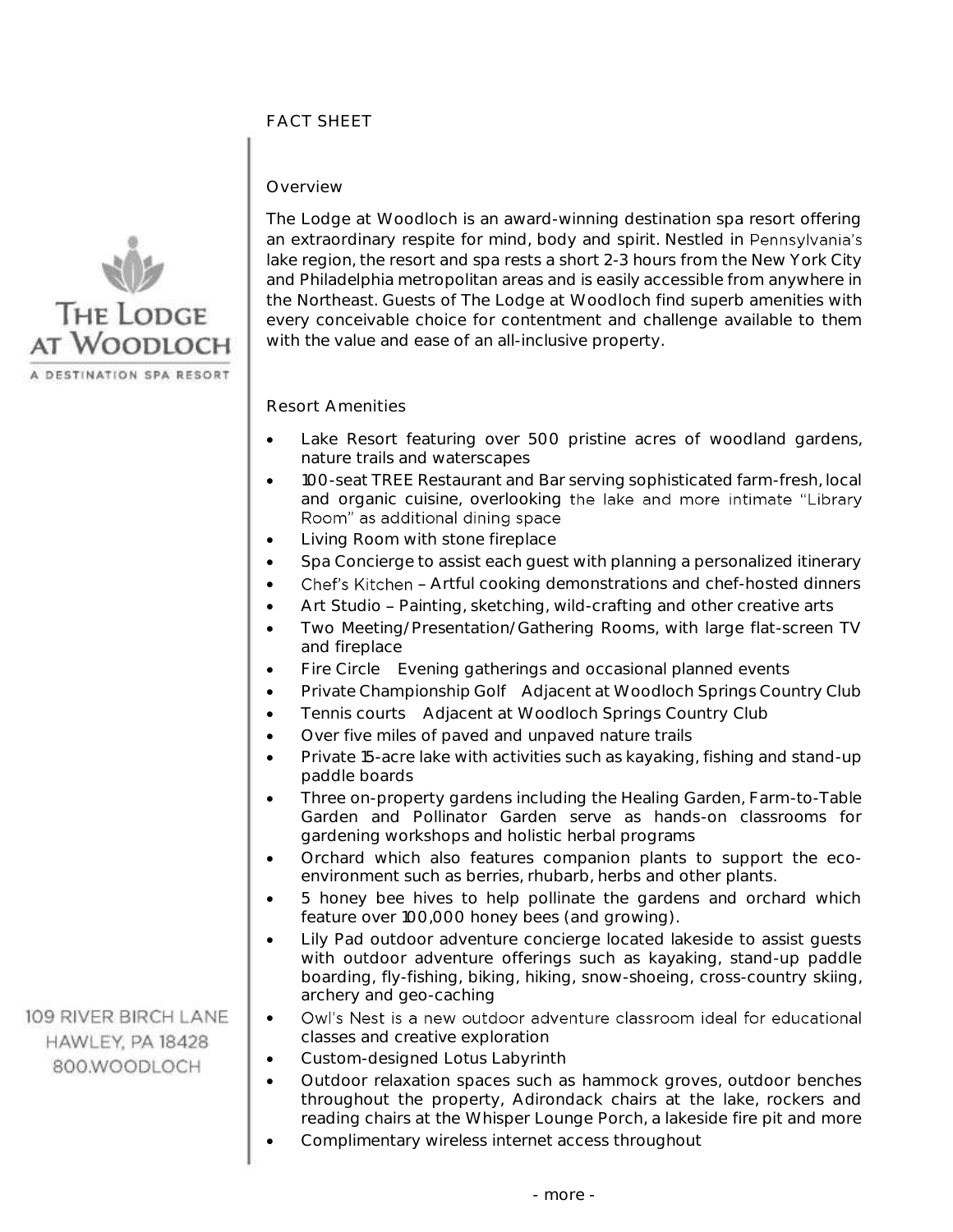# FACT SHEET

THE LODGE AT WOODLOCH

A DESTINATION SPA RESORT

109 RIVER BIRCH LANE
HAWLEY, PA 18428
800.WOODLOCH

## Overview

The Lodge at Woodloch is an award-winning destination spa resort offering an extraordinary respite for mind, body and spirit. Nestled in Pennsylvania's lake region, the resort and spa rests a short 2-3 hours from the New York City and Philadelphia metropolitan areas and is easily accessible from anywhere in the Northeast. Guests of The Lodge at Woodloch find superb amenities with every conceivable choice for contentment and challenge available to them with the value and ease of an all-inclusive property.

## Resort Amenities

- Lake Resort featuring over 500 pristine acres of woodland gardens, nature trails and waterscapes
- 100-seat TREE Restaurant and Bar serving sophisticated farm-fresh, local and organic cuisine, overlooking the lake and more intimate "Library Room" as additional dining space
- Living Room with stone fireplace
- Spa Concierge to assist each guest with planning a personalized itinerary
- Chef's Kitchen – Artful cooking demonstrations and chef-hosted dinners
- Art Studio – Painting, sketching, wild-crafting and other creative arts
- Two Meeting/Presentation/Gathering Rooms, with large flat-screen TV and fireplace
- Fire Circle Evening gatherings and occasional planned events
- Private Championship Golf Adjacent at Woodloch Springs Country Club
- Tennis courts Adjacent at Woodloch Springs Country Club
- Over five miles of paved and unpaved nature trails
- Private 15-acre lake with activities such as kayaking, fishing and stand-up paddle boards
- Three on-property gardens including the Healing Garden, Farm-to-Table Garden and Pollinator Garden serve as hands-on classrooms for gardening workshops and holistic herbal programs
- Orchard which also features companion plants to support the eco-environment such as berries, rhubarb, herbs and other plants.
- 5 honey bee hives to help pollinate the gardens and orchard which feature over 100,000 honey bees (and growing).
- Lily Pad outdoor adventure concierge located lakeside to assist guests with outdoor adventure offerings such as kayaking, stand-up paddle boarding, fly-fishing, biking, hiking, snow-shoeing, cross-country skiing, archery and geo-caching
- Owl's Nest is a new outdoor adventure classroom ideal for educational classes and creative exploration
- Custom-designed Lotus Labyrinth
- Outdoor relaxation spaces such as hammock groves, outdoor benches throughout the property, Adirondack chairs at the lake, rockers and reading chairs at the Whisper Lounge Porch, a lakeside fire pit and more
- Complimentary wireless internet access throughout

- more -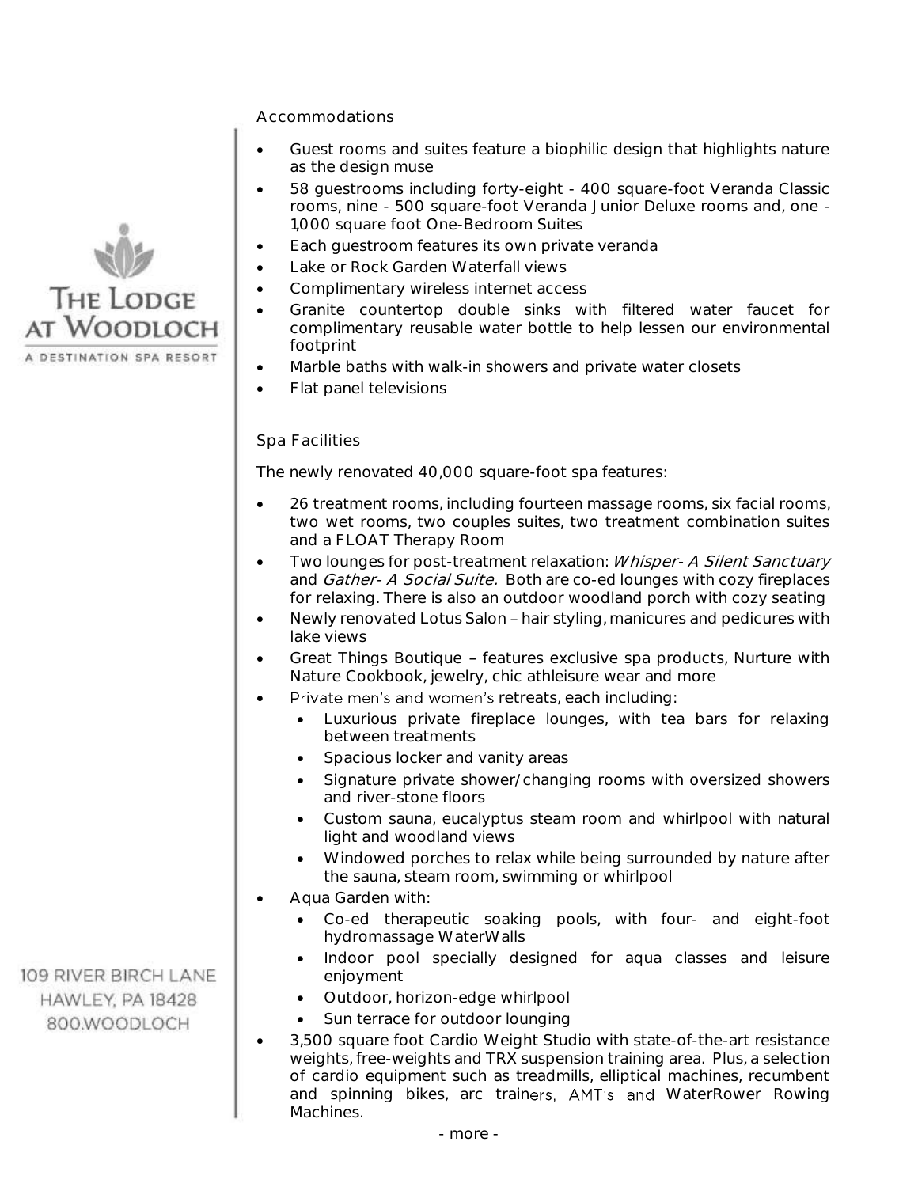## Accommodations

- Guest rooms and suites feature a biophilic design that highlights nature as the design muse
- 58 guestrooms including forty-eight - 400 square-foot Veranda Classic rooms, nine - 500 square-foot Veranda Junior Deluxe rooms and, one - 1,000 square foot One-Bedroom Suites
- Each guestroom features its own private veranda
- Lake or Rock Garden Waterfall views
- Complimentary wireless internet access
- Granite countertop double sinks with filtered water faucet for complimentary reusable water bottle to help lessen our environmental footprint
- Marble baths with walk-in showers and private water closets
- Flat panel televisions

## Spa Facilities

The newly renovated 40,000 square-foot spa features:

- 26 treatment rooms, including fourteen massage rooms, six facial rooms, two wet rooms, two couples suites, two treatment combination suites and a FLOAT Therapy Room
- Two lounges for post-treatment relaxation: *Whisper- A Silent Sanctuary* and *Gather- A Social Suite.* Both are co-ed lounges with cozy fireplaces for relaxing. There is also an outdoor woodland porch with cozy seating
- Newly renovated Lotus Salon – hair styling, manicures and pedicures with lake views
- Great Things Boutique – features exclusive spa products, Nurture with Nature Cookbook, jewelry, chic athleisure wear and more
- Private men's and women's retreats, each including:
  - Luxurious private fireplace lounges, with tea bars for relaxing between treatments
  - Spacious locker and vanity areas
  - Signature private shower/changing rooms with oversized showers and river-stone floors
  - Custom sauna, eucalyptus steam room and whirlpool with natural light and woodland views
  - Windowed porches to relax while being surrounded by nature after the sauna, steam room, swimming or whirlpool
- Aqua Garden with:
  - Co-ed therapeutic soaking pools, with four- and eight-foot hydromassage WaterWalls
  - Indoor pool specially designed for aqua classes and leisure enjoyment
  - Outdoor, horizon-edge whirlpool
  - Sun terrace for outdoor lounging
- 3,500 square foot Cardio Weight Studio with state-of-the-art resistance weights, free-weights and TRX suspension training area. Plus, a selection of cardio equipment such as treadmills, elliptical machines, recumbent and spinning bikes, arc trainers, AMT's and WaterRower Rowing Machines.

- more -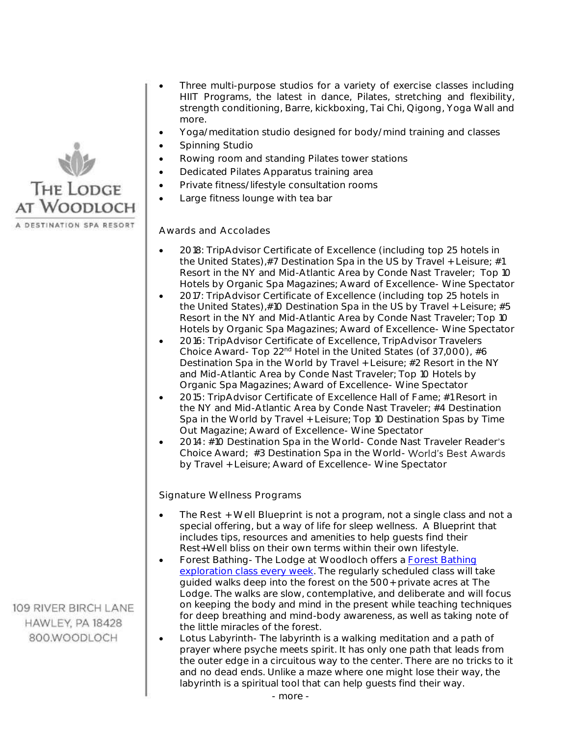- Three multi-purpose studios for a variety of exercise classes including HIIT Programs, the latest in dance, Pilates, stretching and flexibility, strength conditioning, Barre, kickboxing, Tai Chi, Qigong, Yoga Wall and more.
- Yoga/meditation studio designed for body/mind training and classes
- Spinning Studio
- Rowing room and standing Pilates tower stations
- Dedicated Pilates Apparatus training area
- Private fitness/lifestyle consultation rooms
- Large fitness lounge with tea bar

## Awards and Accolades

- 2018: TripAdvisor Certificate of Excellence (including top 25 hotels in the United States),#7 Destination Spa in the US by Travel + Leisure; #1 Resort in the NY and Mid-Atlantic Area by Conde Nast Traveler; Top 10 Hotels by Organic Spa Magazines; Award of Excellence- Wine Spectator
- 2017: TripAdvisor Certificate of Excellence (including top 25 hotels in the United States),#10 Destination Spa in the US by Travel + Leisure; #5 Resort in the NY and Mid-Atlantic Area by Conde Nast Traveler; Top 10 Hotels by Organic Spa Magazines; Award of Excellence- Wine Spectator
- 2016: TripAdvisor Certificate of Excellence, TripAdvisor Travelers Choice Award- Top 22nd Hotel in the United States (of 37,000), #6 Destination Spa in the World by Travel + Leisure; #2 Resort in the NY and Mid-Atlantic Area by Conde Nast Traveler; Top 10 Hotels by Organic Spa Magazines; Award of Excellence- Wine Spectator
- 2015: TripAdvisor Certificate of Excellence Hall of Fame; #1 Resort in the NY and Mid-Atlantic Area by Conde Nast Traveler; #4 Destination Spa in the World by Travel + Leisure; Top 10 Destination Spas by Time Out Magazine; Award of Excellence- Wine Spectator
- 2014: #10 Destination Spa in the World- Conde Nast Traveler Reader's Choice Award; #3 Destination Spa in the World- World's Best Awards by Travel + Leisure; Award of Excellence- Wine Spectator

## Signature Wellness Programs

- The Rest + Well Blueprint is not a program, not a single class and not a special offering, but a way of life for sleep wellness. A Blueprint that includes tips, resources and amenities to help guests find their Rest+Well bliss on their own terms within their own lifestyle.
- Forest Bathing- The Lodge at Woodloch offers a Forest Bathing exploration class every week. The regularly scheduled class will take guided walks deep into the forest on the 500+ private acres at The Lodge. The walks are slow, contemplative, and deliberate and will focus on keeping the body and mind in the present while teaching techniques for deep breathing and mind-body awareness, as well as taking note of the little miracles of the forest.
- Lotus Labyrinth- The labyrinth is a walking meditation and a path of prayer where psyche meets spirit. It has only one path that leads from the outer edge in a circuitous way to the center. There are no tricks to it and no dead ends. Unlike a maze where one might lose their way, the labyrinth is a spiritual tool that can help guests find their way.

\- more -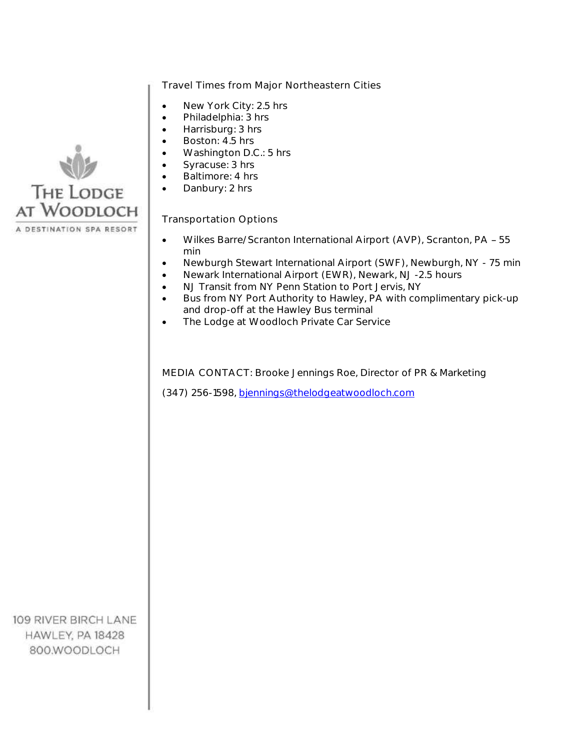THE LODGE AT WOODLOCH
A DESTINATION SPA RESORT

## Travel Times from Major Northeastern Cities

- New York City: 2.5 hrs
- Philadelphia: 3 hrs
- Harrisburg: 3 hrs
- Boston: 4.5 hrs
- Washington D.C.: 5 hrs
- Syracuse: 3 hrs
- Baltimore: 4 hrs
- Danbury: 2 hrs

## Transportation Options

- Wilkes Barre/Scranton International Airport (AVP), Scranton, PA – 55 min
- Newburgh Stewart International Airport (SWF), Newburgh, NY - 75 min
- Newark International Airport (EWR), Newark, NJ -2.5 hours
- NJ Transit from NY Penn Station to Port Jervis, NY
- Bus from NY Port Authority to Hawley, PA with complimentary pick-up and drop-off at the Hawley Bus terminal
- The Lodge at Woodloch Private Car Service

MEDIA CONTACT: Brooke Jennings Roe, Director of PR & Marketing

(347) 256-1598, bjennings@thelodgeatwoodloch.com

109 RIVER BIRCH LANE
HAWLEY, PA 18428
800.WOODLOCH